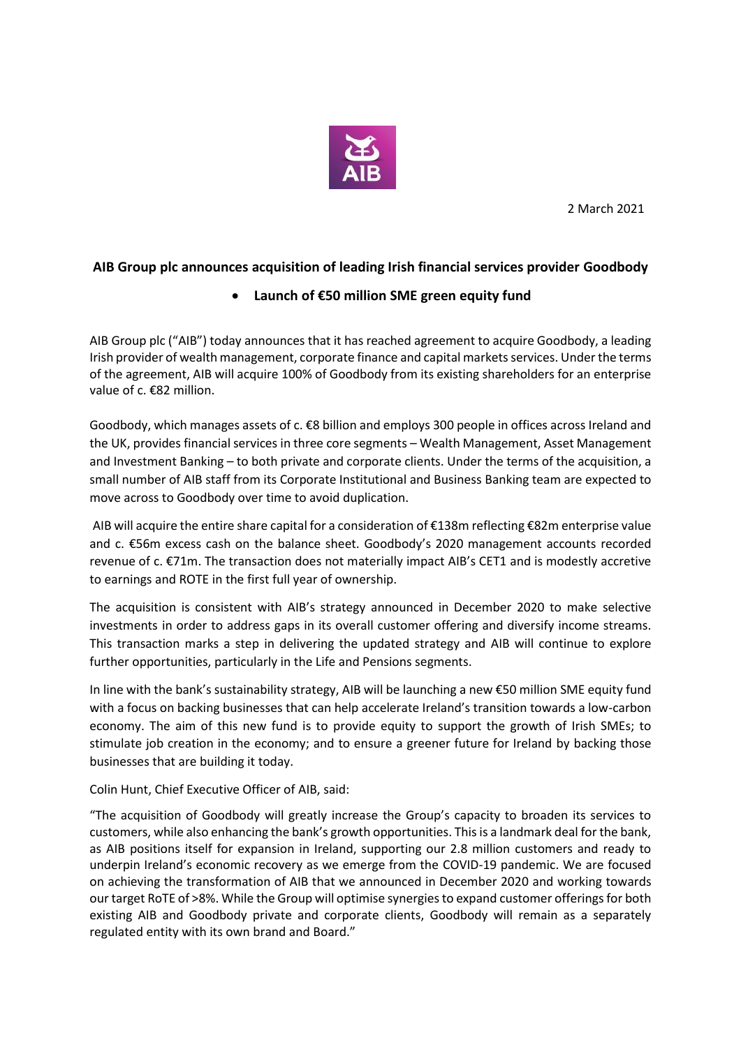2 March 2021

**AIB Group plc announces acquisition of leading Irish financial services provider Goodbody**

- **Launch of €50 million SME green equity fund**

AIB Group plc ("AIB") today announces that it has reached agreement to acquire Goodbody, a leading Irish provider of wealth management, corporate finance and capital markets services. Under the terms of the agreement, AIB will acquire 100% of Goodbody from its existing shareholders for an enterprise value of c. €82 million.

Goodbody, which manages assets of c. €8 billion and employs 300 people in offices across Ireland and the UK, provides financial services in three core segments – Wealth Management, Asset Management and Investment Banking – to both private and corporate clients. Under the terms of the acquisition, a small number of AIB staff from its Corporate Institutional and Business Banking team are expected to move across to Goodbody over time to avoid duplication.

AIB will acquire the entire share capital for a consideration of €138m reflecting €82m enterprise value and c. €56m excess cash on the balance sheet. Goodbody's 2020 management accounts recorded revenue of c. €71m. The transaction does not materially impact AIB's CET1 and is modestly accretive to earnings and ROTE in the first full year of ownership.

The acquisition is consistent with AIB's strategy announced in December 2020 to make selective investments in order to address gaps in its overall customer offering and diversify income streams. This transaction marks a step in delivering the updated strategy and AIB will continue to explore further opportunities, particularly in the Life and Pensions segments.

In line with the bank's sustainability strategy, AIB will be launching a new €50 million SME equity fund with a focus on backing businesses that can help accelerate Ireland's transition towards a low-carbon economy. The aim of this new fund is to provide equity to support the growth of Irish SMEs; to stimulate job creation in the economy; and to ensure a greener future for Ireland by backing those businesses that are building it today.

Colin Hunt, Chief Executive Officer of AIB, said:

"The acquisition of Goodbody will greatly increase the Group's capacity to broaden its services to customers, while also enhancing the bank's growth opportunities. This is a landmark deal for the bank, as AIB positions itself for expansion in Ireland, supporting our 2.8 million customers and ready to underpin Ireland's economic recovery as we emerge from the COVID-19 pandemic. We are focused on achieving the transformation of AIB that we announced in December 2020 and working towards our target RoTE of >8%. While the Group will optimise synergies to expand customer offerings for both existing AIB and Goodbody private and corporate clients, Goodbody will remain as a separately regulated entity with its own brand and Board."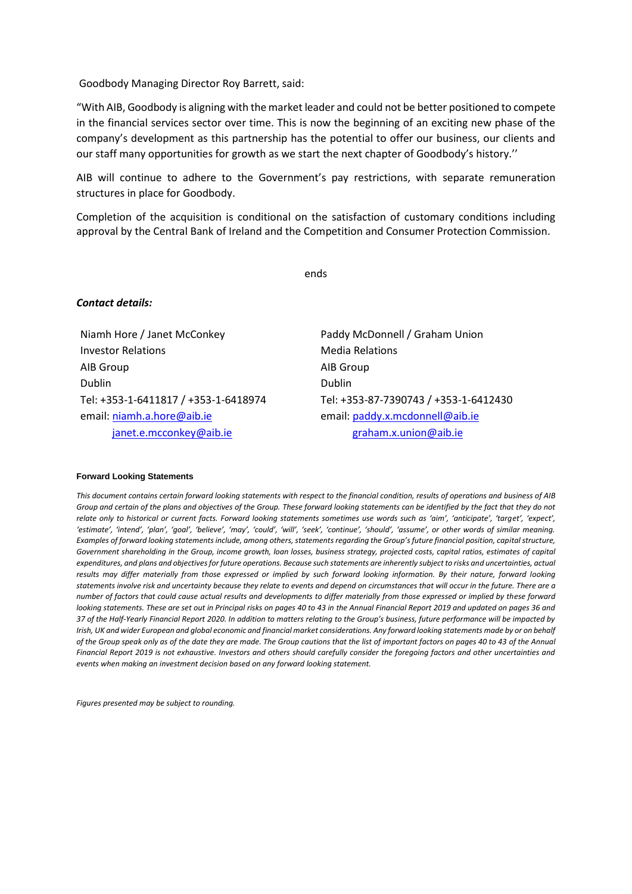Goodbody Managing Director Roy Barrett, said:

"With AIB, Goodbody is aligning with the market leader and could not be better positioned to compete in the financial services sector over time. This is now the beginning of an exciting new phase of the company's development as this partnership has the potential to offer our business, our clients and our staff many opportunities for growth as we start the next chapter of Goodbody's history.''

AIB will continue to adhere to the Government's pay restrictions, with separate remuneration structures in place for Goodbody.

Completion of the acquisition is conditional on the satisfaction of customary conditions including approval by the Central Bank of Ireland and the Competition and Consumer Protection Commission.

ends

***Contact details:***

Niamh Hore / Janet McConkey
Investor Relations
AIB Group
Dublin
Tel: +353-1-6411817 / +353-1-6418974
email: niamh.a.hore@aib.ie
janet.e.mcconkey@aib.ie

Paddy McDonnell / Graham Union
Media Relations
AIB Group
Dublin
Tel: +353-87-7390743 / +353-1-6412430
email: paddy.x.mcdonnell@aib.ie
graham.x.union@aib.ie

**Forward Looking Statements**

*This document contains certain forward looking statements with respect to the financial condition, results of operations and business of AIB Group and certain of the plans and objectives of the Group. These forward looking statements can be identified by the fact that they do not relate only to historical or current facts. Forward looking statements sometimes use words such as 'aim', 'anticipate', 'target', 'expect', 'estimate', 'intend', 'plan', 'goal', 'believe', 'may', 'could', 'will', 'seek', 'continue', 'should', 'assume', or other words of similar meaning. Examples of forward looking statements include, among others, statements regarding the Group's future financial position, capital structure, Government shareholding in the Group, income growth, loan losses, business strategy, projected costs, capital ratios, estimates of capital expenditures, and plans and objectives for future operations. Because such statements are inherently subject to risks and uncertainties, actual results may differ materially from those expressed or implied by such forward looking information. By their nature, forward looking statements involve risk and uncertainty because they relate to events and depend on circumstances that will occur in the future. There are a number of factors that could cause actual results and developments to differ materially from those expressed or implied by these forward looking statements. These are set out in Principal risks on pages 40 to 43 in the Annual Financial Report 2019 and updated on pages 36 and 37 of the Half-Yearly Financial Report 2020. In addition to matters relating to the Group's business, future performance will be impacted by Irish, UK and wider European and global economic and financial market considerations. Any forward looking statements made by or on behalf of the Group speak only as of the date they are made. The Group cautions that the list of important factors on pages 40 to 43 of the Annual Financial Report 2019 is not exhaustive. Investors and others should carefully consider the foregoing factors and other uncertainties and events when making an investment decision based on any forward looking statement.*

*Figures presented may be subject to rounding.*